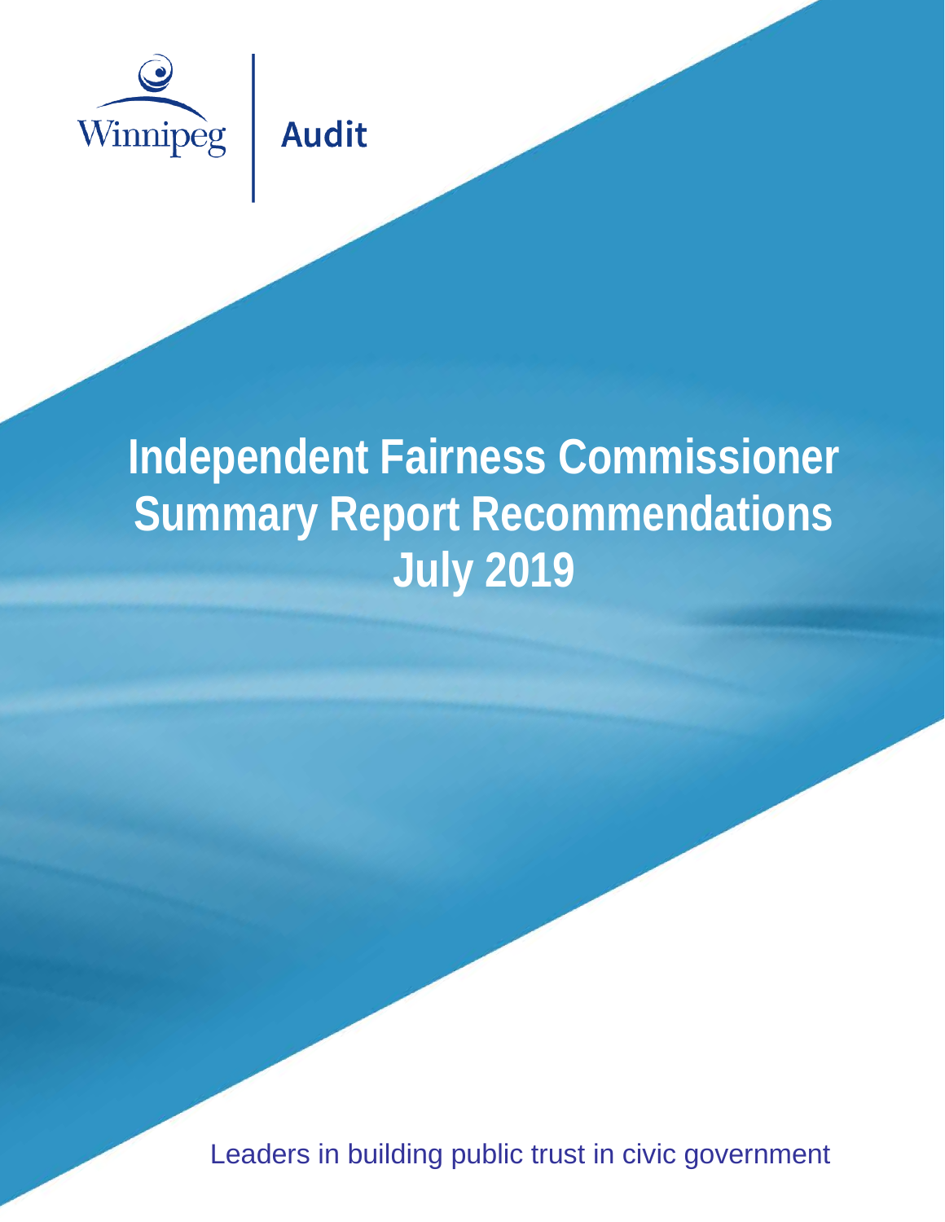Winnipeg | Audit

# Independent Fairness Commissioner Summary Report Recommendations July 2019

Leaders in building public trust in civic government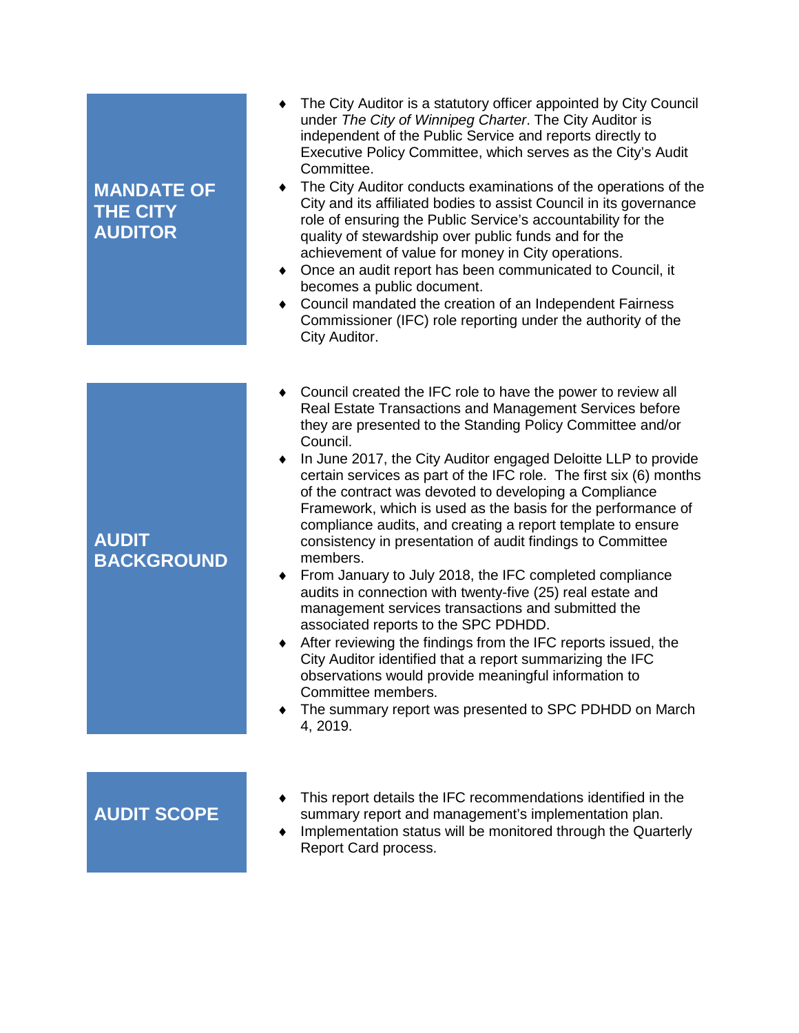## MANDATE OF THE CITY AUDITOR

- The City Auditor is a statutory officer appointed by City Council under *The City of Winnipeg Charter*. The City Auditor is independent of the Public Service and reports directly to Executive Policy Committee, which serves as the City's Audit Committee.
- The City Auditor conducts examinations of the operations of the City and its affiliated bodies to assist Council in its governance role of ensuring the Public Service's accountability for the quality of stewardship over public funds and for the achievement of value for money in City operations.
- Once an audit report has been communicated to Council, it becomes a public document.
- Council mandated the creation of an Independent Fairness Commissioner (IFC) role reporting under the authority of the City Auditor.

## AUDIT BACKGROUND

- Council created the IFC role to have the power to review all Real Estate Transactions and Management Services before they are presented to the Standing Policy Committee and/or Council.
- In June 2017, the City Auditor engaged Deloitte LLP to provide certain services as part of the IFC role. The first six (6) months of the contract was devoted to developing a Compliance Framework, which is used as the basis for the performance of compliance audits, and creating a report template to ensure consistency in presentation of audit findings to Committee members.
- From January to July 2018, the IFC completed compliance audits in connection with twenty-five (25) real estate and management services transactions and submitted the associated reports to the SPC PDHDD.
- After reviewing the findings from the IFC reports issued, the City Auditor identified that a report summarizing the IFC observations would provide meaningful information to Committee members.
- The summary report was presented to SPC PDHDD on March 4, 2019.

## AUDIT SCOPE

- This report details the IFC recommendations identified in the summary report and management's implementation plan.
- Implementation status will be monitored through the Quarterly Report Card process.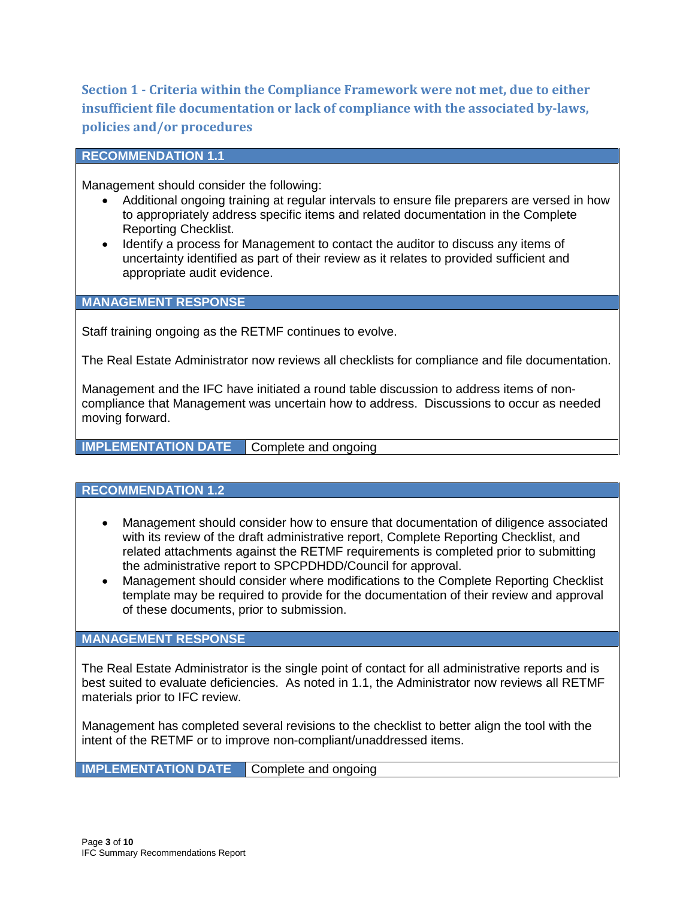## Section 1 - Criteria within the Compliance Framework were not met, due to either insufficient file documentation or lack of compliance with the associated by-laws, policies and/or procedures

**RECOMMENDATION 1.1**

Management should consider the following:

- Additional ongoing training at regular intervals to ensure file preparers are versed in how to appropriately address specific items and related documentation in the Complete Reporting Checklist.
- Identify a process for Management to contact the auditor to discuss any items of uncertainty identified as part of their review as it relates to provided sufficient and appropriate audit evidence.

**MANAGEMENT RESPONSE**

Staff training ongoing as the RETMF continues to evolve.

The Real Estate Administrator now reviews all checklists for compliance and file documentation.

Management and the IFC have initiated a round table discussion to address items of non-compliance that Management was uncertain how to address. Discussions to occur as needed moving forward.

| **IMPLEMENTATION DATE** | Complete and ongoing |
|---|---|

**RECOMMENDATION 1.2**

- Management should consider how to ensure that documentation of diligence associated with its review of the draft administrative report, Complete Reporting Checklist, and related attachments against the RETMF requirements is completed prior to submitting the administrative report to SPCPDHDD/Council for approval.
- Management should consider where modifications to the Complete Reporting Checklist template may be required to provide for the documentation of their review and approval of these documents, prior to submission.

**MANAGEMENT RESPONSE**

The Real Estate Administrator is the single point of contact for all administrative reports and is best suited to evaluate deficiencies. As noted in 1.1, the Administrator now reviews all RETMF materials prior to IFC review.

Management has completed several revisions to the checklist to better align the tool with the intent of the RETMF or to improve non-compliant/unaddressed items.

| **IMPLEMENTATION DATE** | Complete and ongoing |
|---|---|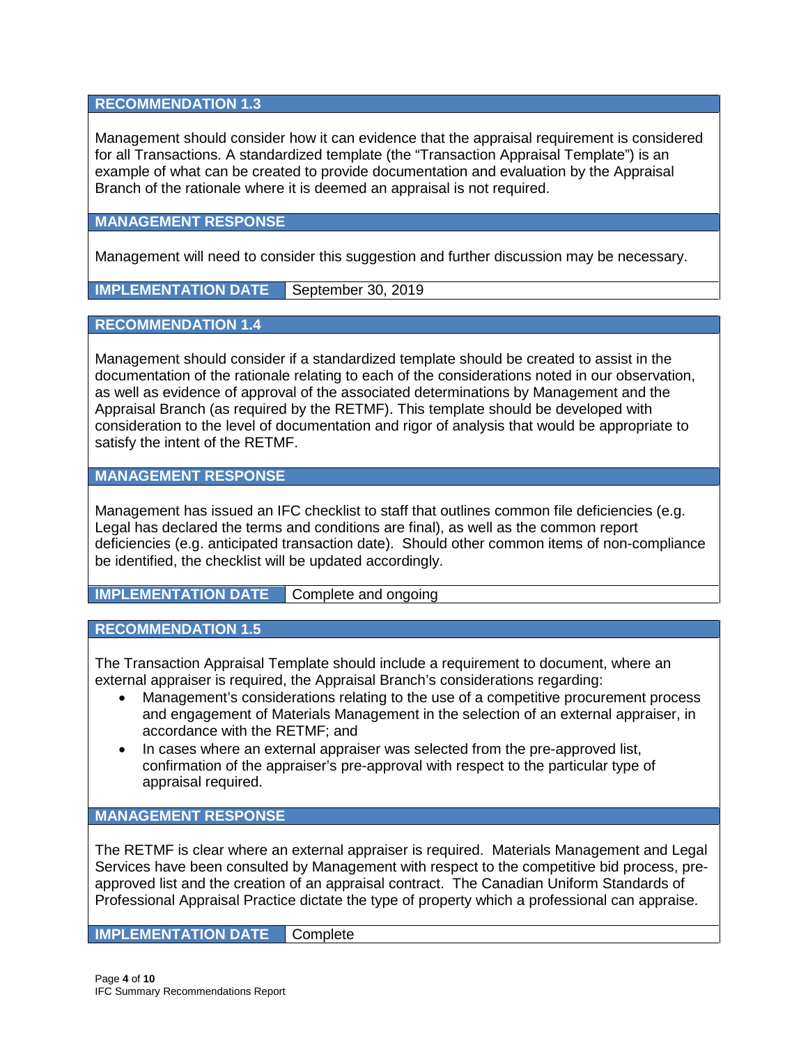### RECOMMENDATION 1.3

Management should consider how it can evidence that the appraisal requirement is considered for all Transactions. A standardized template (the "Transaction Appraisal Template") is an example of what can be created to provide documentation and evaluation by the Appraisal Branch of the rationale where it is deemed an appraisal is not required.

### MANAGEMENT RESPONSE

Management will need to consider this suggestion and further discussion may be necessary.

| IMPLEMENTATION DATE | September 30, 2019 |
| --- | --- |

### RECOMMENDATION 1.4

Management should consider if a standardized template should be created to assist in the documentation of the rationale relating to each of the considerations noted in our observation, as well as evidence of approval of the associated determinations by Management and the Appraisal Branch (as required by the RETMF). This template should be developed with consideration to the level of documentation and rigor of analysis that would be appropriate to satisfy the intent of the RETMF.

### MANAGEMENT RESPONSE

Management has issued an IFC checklist to staff that outlines common file deficiencies (e.g. Legal has declared the terms and conditions are final), as well as the common report deficiencies (e.g. anticipated transaction date). Should other common items of non-compliance be identified, the checklist will be updated accordingly.

| IMPLEMENTATION DATE | Complete and ongoing |
| --- | --- |

### RECOMMENDATION 1.5

The Transaction Appraisal Template should include a requirement to document, where an external appraiser is required, the Appraisal Branch's considerations regarding:

- Management's considerations relating to the use of a competitive procurement process and engagement of Materials Management in the selection of an external appraiser, in accordance with the RETMF; and
- In cases where an external appraiser was selected from the pre-approved list, confirmation of the appraiser's pre-approval with respect to the particular type of appraisal required.

### MANAGEMENT RESPONSE

The RETMF is clear where an external appraiser is required. Materials Management and Legal Services have been consulted by Management with respect to the competitive bid process, pre-approved list and the creation of an appraisal contract. The Canadian Uniform Standards of Professional Appraisal Practice dictate the type of property which a professional can appraise.

| IMPLEMENTATION DATE | Complete |
| --- | --- |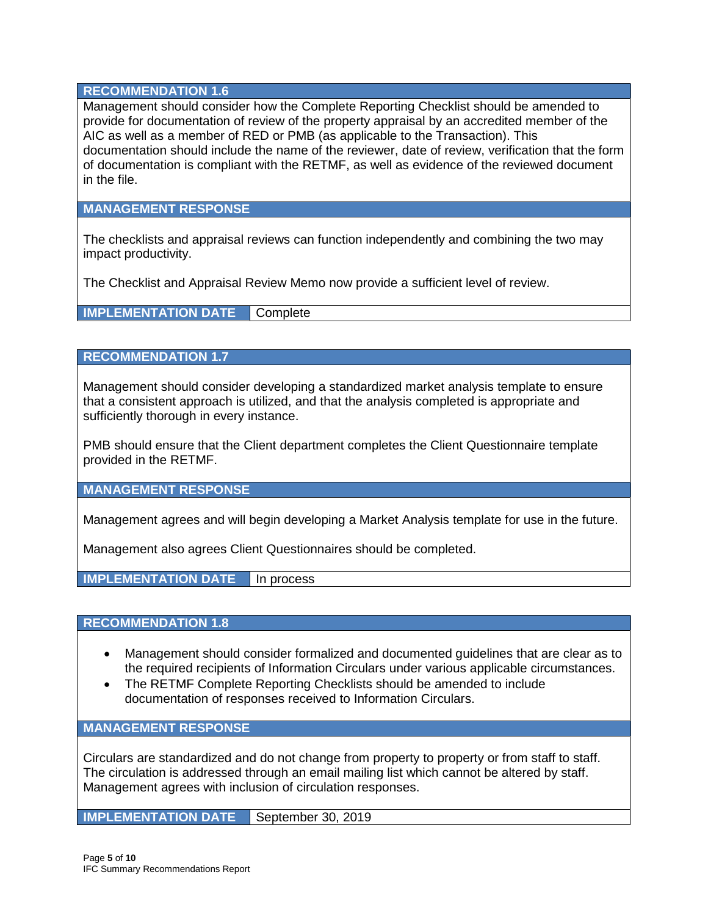### RECOMMENDATION 1.6

Management should consider how the Complete Reporting Checklist should be amended to provide for documentation of review of the property appraisal by an accredited member of the AIC as well as a member of RED or PMB (as applicable to the Transaction). This documentation should include the name of the reviewer, date of review, verification that the form of documentation is compliant with the RETMF, as well as evidence of the reviewed document in the file.

### MANAGEMENT RESPONSE

The checklists and appraisal reviews can function independently and combining the two may impact productivity.

The Checklist and Appraisal Review Memo now provide a sufficient level of review.

**IMPLEMENTATION DATE** Complete

### RECOMMENDATION 1.7

Management should consider developing a standardized market analysis template to ensure that a consistent approach is utilized, and that the analysis completed is appropriate and sufficiently thorough in every instance.

PMB should ensure that the Client department completes the Client Questionnaire template provided in the RETMF.

### MANAGEMENT RESPONSE

Management agrees and will begin developing a Market Analysis template for use in the future.

Management also agrees Client Questionnaires should be completed.

**IMPLEMENTATION DATE** In process

### RECOMMENDATION 1.8

- Management should consider formalized and documented guidelines that are clear as to the required recipients of Information Circulars under various applicable circumstances.
- The RETMF Complete Reporting Checklists should be amended to include documentation of responses received to Information Circulars.

### MANAGEMENT RESPONSE

Circulars are standardized and do not change from property to property or from staff to staff. The circulation is addressed through an email mailing list which cannot be altered by staff. Management agrees with inclusion of circulation responses.

**IMPLEMENTATION DATE** September 30, 2019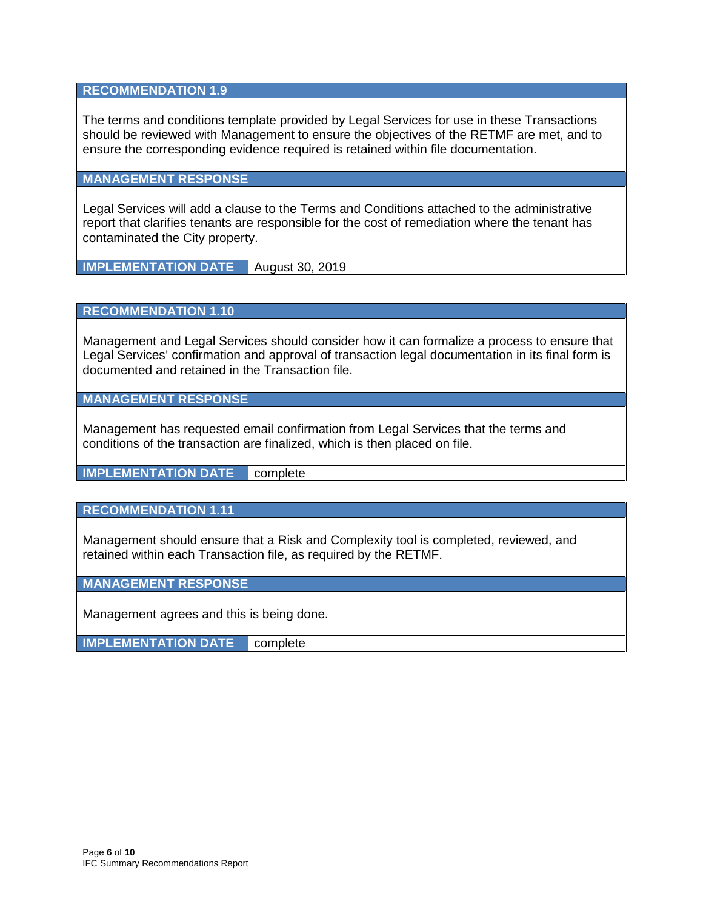## RECOMMENDATION 1.9

The terms and conditions template provided by Legal Services for use in these Transactions should be reviewed with Management to ensure the objectives of the RETMF are met, and to ensure the corresponding evidence required is retained within file documentation.

### MANAGEMENT RESPONSE

Legal Services will add a clause to the Terms and Conditions attached to the administrative report that clarifies tenants are responsible for the cost of remediation where the tenant has contaminated the City property.

| IMPLEMENTATION DATE | August 30, 2019 |
|---|---|

## RECOMMENDATION 1.10

Management and Legal Services should consider how it can formalize a process to ensure that Legal Services' confirmation and approval of transaction legal documentation in its final form is documented and retained in the Transaction file.

### MANAGEMENT RESPONSE

Management has requested email confirmation from Legal Services that the terms and conditions of the transaction are finalized, which is then placed on file.

| IMPLEMENTATION DATE | complete |
|---|---|

## RECOMMENDATION 1.11

Management should ensure that a Risk and Complexity tool is completed, reviewed, and retained within each Transaction file, as required by the RETMF.

### MANAGEMENT RESPONSE

Management agrees and this is being done.

| IMPLEMENTATION DATE | complete |
|---|---|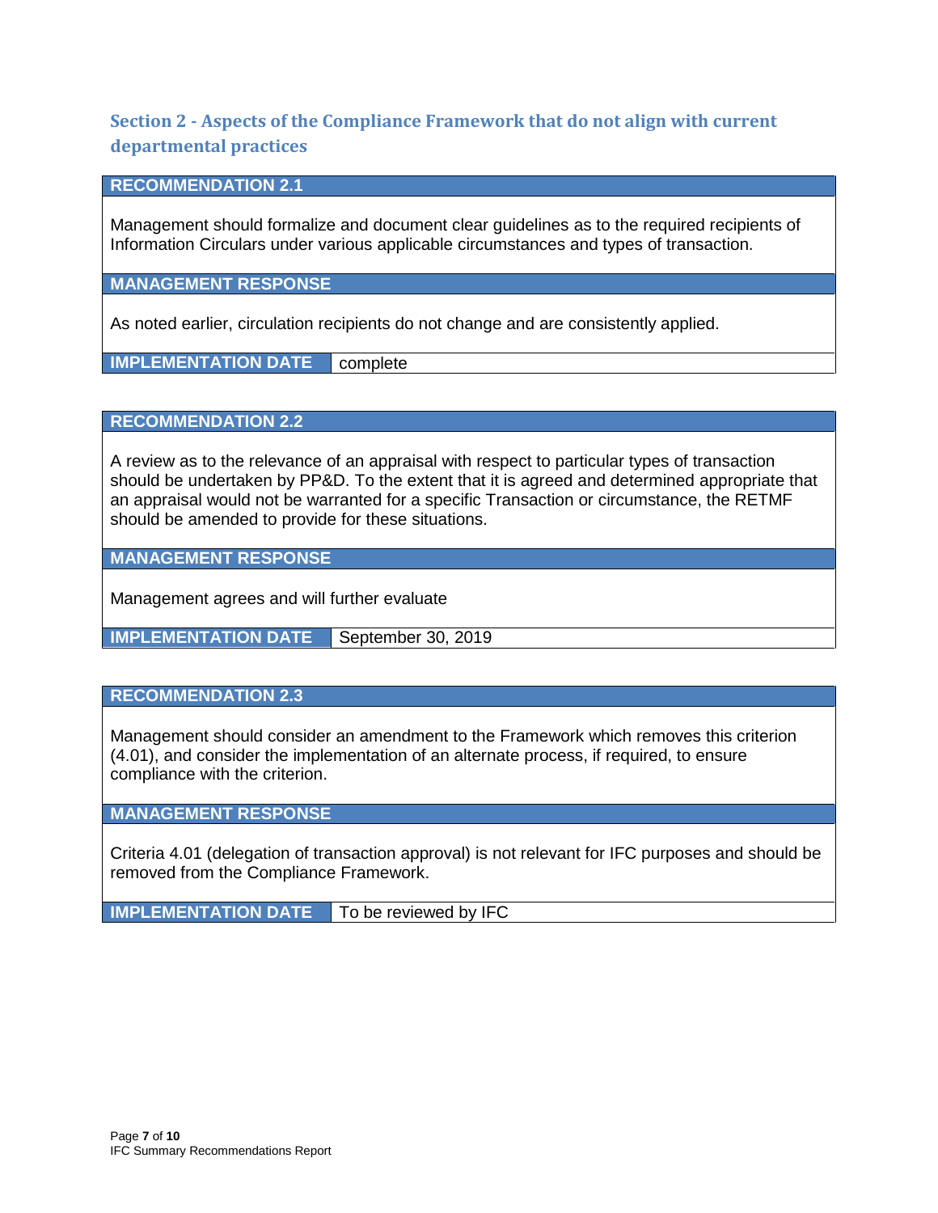## Section 2 - Aspects of the Compliance Framework that do not align with current departmental practices

| RECOMMENDATION 2.1 | |
|---|---|
| Management should formalize and document clear guidelines as to the required recipients of Information Circulars under various applicable circumstances and types of transaction. | |
| **MANAGEMENT RESPONSE** | |
| As noted earlier, circulation recipients do not change and are consistently applied. | |
| **IMPLEMENTATION DATE** | complete |

| RECOMMENDATION 2.2 | |
|---|---|
| A review as to the relevance of an appraisal with respect to particular types of transaction should be undertaken by PP&D. To the extent that it is agreed and determined appropriate that an appraisal would not be warranted for a specific Transaction or circumstance, the RETMF should be amended to provide for these situations. | |
| **MANAGEMENT RESPONSE** | |
| Management agrees and will further evaluate | |
| **IMPLEMENTATION DATE** | September 30, 2019 |

| RECOMMENDATION 2.3 | |
|---|---|
| Management should consider an amendment to the Framework which removes this criterion (4.01), and consider the implementation of an alternate process, if required, to ensure compliance with the criterion. | |
| **MANAGEMENT RESPONSE** | |
| Criteria 4.01 (delegation of transaction approval) is not relevant for IFC purposes and should be removed from the Compliance Framework. | |
| **IMPLEMENTATION DATE** | To be reviewed by IFC |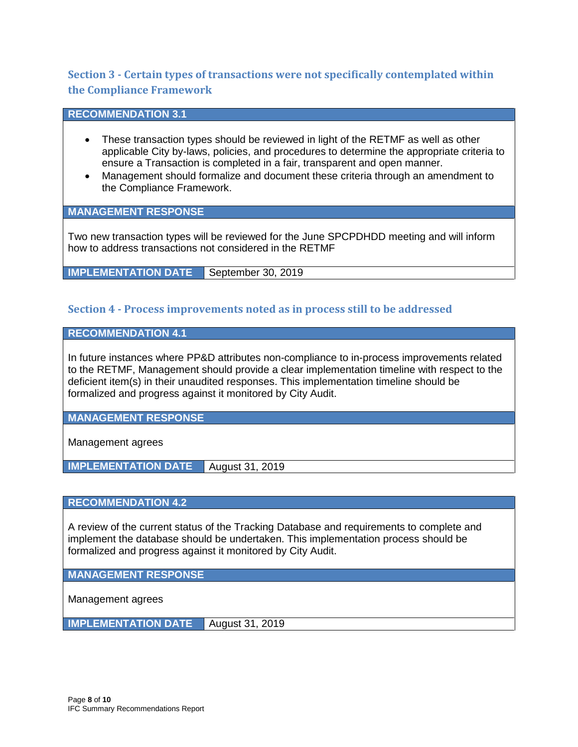## Section 3 - Certain types of transactions were not specifically contemplated within the Compliance Framework

**RECOMMENDATION 3.1**

- These transaction types should be reviewed in light of the RETMF as well as other applicable City by-laws, policies, and procedures to determine the appropriate criteria to ensure a Transaction is completed in a fair, transparent and open manner.
- Management should formalize and document these criteria through an amendment to the Compliance Framework.

**MANAGEMENT RESPONSE**

Two new transaction types will be reviewed for the June SPCPDHDD meeting and will inform how to address transactions not considered in the RETMF

| IMPLEMENTATION DATE | September 30, 2019 |
|---|---|

## Section 4 - Process improvements noted as in process still to be addressed

**RECOMMENDATION 4.1**

In future instances where PP&D attributes non-compliance to in-process improvements related to the RETMF, Management should provide a clear implementation timeline with respect to the deficient item(s) in their unaudited responses. This implementation timeline should be formalized and progress against it monitored by City Audit.

**MANAGEMENT RESPONSE**

Management agrees

| IMPLEMENTATION DATE | August 31, 2019 |
|---|---|

**RECOMMENDATION 4.2**

A review of the current status of the Tracking Database and requirements to complete and implement the database should be undertaken. This implementation process should be formalized and progress against it monitored by City Audit.

**MANAGEMENT RESPONSE**

Management agrees

| IMPLEMENTATION DATE | August 31, 2019 |
|---|---|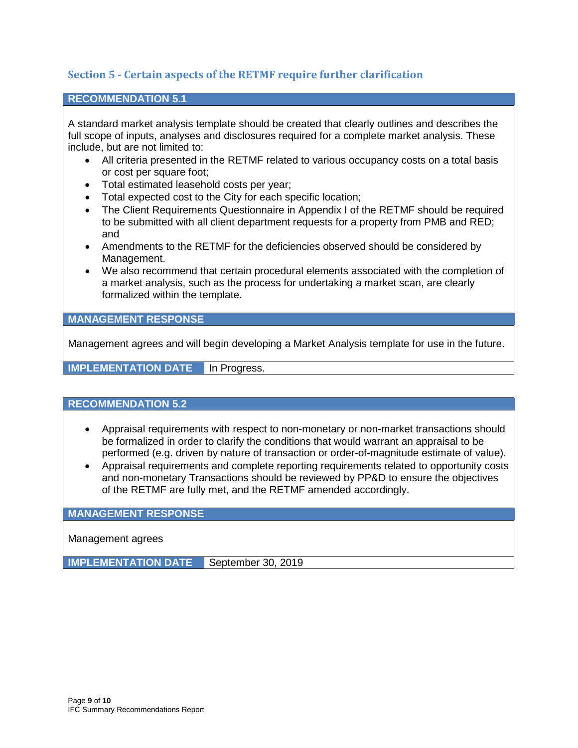## Section 5 - Certain aspects of the RETMF require further clarification

**RECOMMENDATION 5.1**

A standard market analysis template should be created that clearly outlines and describes the full scope of inputs, analyses and disclosures required for a complete market analysis. These include, but are not limited to:

- All criteria presented in the RETMF related to various occupancy costs on a total basis or cost per square foot;
- Total estimated leasehold costs per year;
- Total expected cost to the City for each specific location;
- The Client Requirements Questionnaire in Appendix I of the RETMF should be required to be submitted with all client department requests for a property from PMB and RED; and
- Amendments to the RETMF for the deficiencies observed should be considered by Management.
- We also recommend that certain procedural elements associated with the completion of a market analysis, such as the process for undertaking a market scan, are clearly formalized within the template.

**MANAGEMENT RESPONSE**

Management agrees and will begin developing a Market Analysis template for use in the future.

**IMPLEMENTATION DATE** In Progress.

**RECOMMENDATION 5.2**

- Appraisal requirements with respect to non-monetary or non-market transactions should be formalized in order to clarify the conditions that would warrant an appraisal to be performed (e.g. driven by nature of transaction or order-of-magnitude estimate of value).
- Appraisal requirements and complete reporting requirements related to opportunity costs and non-monetary Transactions should be reviewed by PP&D to ensure the objectives of the RETMF are fully met, and the RETMF amended accordingly.

**MANAGEMENT RESPONSE**

Management agrees

**IMPLEMENTATION DATE** September 30, 2019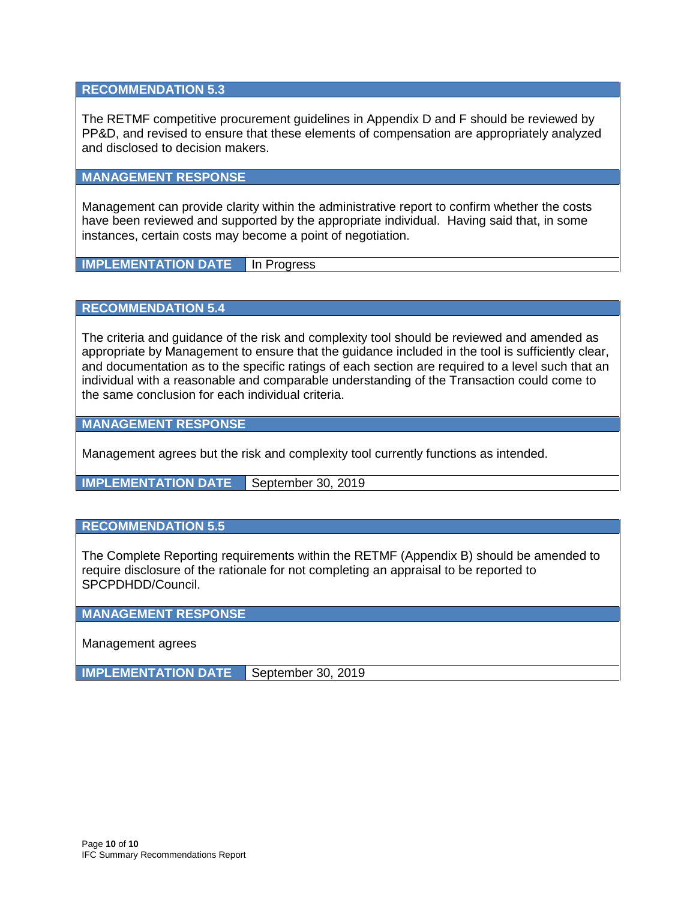### RECOMMENDATION 5.3

The RETMF competitive procurement guidelines in Appendix D and F should be reviewed by PP&D, and revised to ensure that these elements of compensation are appropriately analyzed and disclosed to decision makers.

### MANAGEMENT RESPONSE

Management can provide clarity within the administrative report to confirm whether the costs have been reviewed and supported by the appropriate individual. Having said that, in some instances, certain costs may become a point of negotiation.

| | |
|---|---|
| **IMPLEMENTATION DATE** | In Progress |

### RECOMMENDATION 5.4

The criteria and guidance of the risk and complexity tool should be reviewed and amended as appropriate by Management to ensure that the guidance included in the tool is sufficiently clear, and documentation as to the specific ratings of each section are required to a level such that an individual with a reasonable and comparable understanding of the Transaction could come to the same conclusion for each individual criteria.

### MANAGEMENT RESPONSE

Management agrees but the risk and complexity tool currently functions as intended.

| | |
|---|---|
| **IMPLEMENTATION DATE** | September 30, 2019 |

### RECOMMENDATION 5.5

The Complete Reporting requirements within the RETMF (Appendix B) should be amended to require disclosure of the rationale for not completing an appraisal to be reported to SPCPDHDD/Council.

### MANAGEMENT RESPONSE

Management agrees

| | |
|---|---|
| **IMPLEMENTATION DATE** | September 30, 2019 |